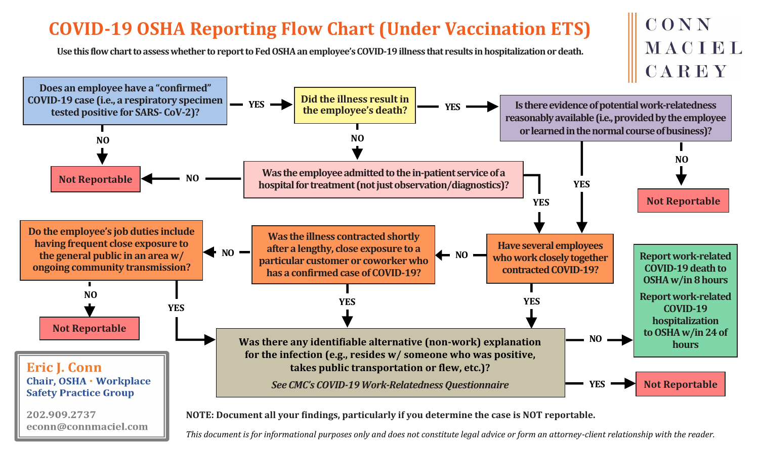# COVID-19 OSHA Reporting Flow Chart (Under Vaccination ETS)

**Use this flow chart to assess whether to report to Fed OSHA an employee's COVID-19 illness that results in hospitalization or death.**

CONN MACIEL CAREY

**Does an employee have a "confirmed" COVID-19 case (i.e., a respiratory specimen tested positive for SARS- CoV-2)?**

- NO → **Not Reportable**
- YES → **Did the illness result in the employee's death?**
  - YES → **Is there evidence of potential work-relatedness reasonably available (i.e., provided by the employee or learned in the normal course of business)?**
    - NO → **Not Reportable**
    - YES → **Have several employees who work closely together contracted COVID-19?**
  - NO → **Was the employee admitted to the in-patient service of a hospital for treatment (not just observation/diagnostics)?**
    - NO → **Not Reportable**
    - YES → **Have several employees who work closely together contracted COVID-19?**

**Have several employees who work closely together contracted COVID-19?**

- YES → **Was there any identifiable alternative (non-work) explanation for the infection?**
- NO → **Was the illness contracted shortly after a lengthy, close exposure to a particular customer or coworker who has a confirmed case of COVID-19?**
  - YES → **Was there any identifiable alternative (non-work) explanation for the infection?**
  - NO → **Do the employee's job duties include having frequent close exposure to the general public in an area w/ ongoing community transmission?**
    - NO → **Not Reportable**
    - YES → **Was there any identifiable alternative (non-work) explanation for the infection?**

**Was there any identifiable alternative (non-work) explanation for the infection (e.g., resides w/ someone who was positive, takes public transportation or flew, etc.)?**

*See CMC's COVID-19 Work-Relatedness Questionnaire*

- NO → **Report work-related COVID-19 death to OSHA w/in 8 hours**
  **Report work-related COVID-19 hospitalization to OSHA w/in 24 of hours**
- YES → **Not Reportable**

**NOTE: Document all your findings, particularly if you determine the case is NOT reportable.**

*This document is for informational purposes only and does not constitute legal advice or form an attorney-client relationship with the reader.*

**Eric J. Conn**
**Chair, OSHA · Workplace Safety Practice Group**
202.909.2737
econn@connmaciel.com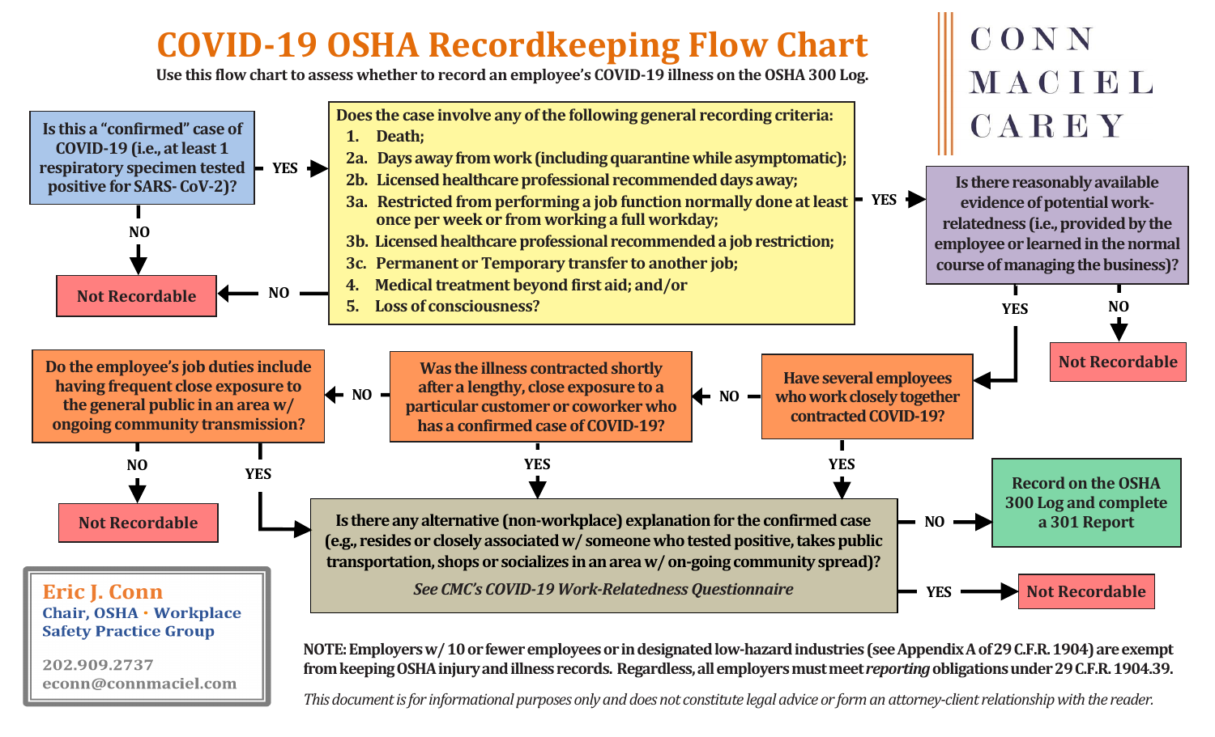# COVID-19 OSHA Recordkeeping Flow Chart

**Use this flow chart to assess whether to record an employee's COVID-19 illness on the OSHA 300 Log.**

CONN MACIEL CAREY

**Is this a "confirmed" case of COVID-19 (i.e., at least 1 respiratory specimen tested positive for SARS- CoV-2)?**

- NO → **Not Recordable**
- YES → **Does the case involve any of the following general recording criteria:**
  1. Death;
  2a. Days away from work (including quarantine while asymptomatic);
  2b. Licensed healthcare professional recommended days away;
  3a. Restricted from performing a job function normally done at least once per week or from working a full workday;
  3b. Licensed healthcare professional recommended a job restriction;
  3c. Permanent or Temporary transfer to another job;
  4. Medical treatment beyond first aid; and/or
  5. Loss of consciousness?

  - NO → **Not Recordable**
  - YES → **Is there reasonably available evidence of potential work-relatedness (i.e., provided by the employee or learned in the normal course of managing the business)?**
    - NO → **Not Recordable**
    - YES → **Have several employees who work closely together contracted COVID-19?**
      - YES → go to alternative explanation question (below)
      - NO → **Was the illness contracted shortly after a lengthy, close exposure to a particular customer or coworker who has a confirmed case of COVID-19?**
        - YES → go to alternative explanation question (below)
        - NO → **Do the employee's job duties include having frequent close exposure to the general public in an area w/ ongoing community transmission?**
          - NO → **Not Recordable**
          - YES → go to alternative explanation question (below)

**Is there any alternative (non-workplace) explanation for the confirmed case (e.g., resides or closely associated w/ someone who tested positive, takes public transportation, shops or socializes in an area w/ on-going community spread)?**

*See CMC's COVID-19 Work-Relatedness Questionnaire*

- NO → **Record on the OSHA 300 Log and complete a 301 Report**
- YES → **Not Recordable**

**Eric J. Conn**
**Chair, OSHA · Workplace Safety Practice Group**
202.909.2737
econn@connmaciel.com

**NOTE: Employers w/ 10 or fewer employees or in designated low-hazard industries (see Appendix A of 29 C.F.R. 1904) are exempt from keeping OSHA injury and illness records. Regardless, all employers must meet *reporting* obligations under 29 C.F.R. 1904.39.**

*This document is for informational purposes only and does not constitute legal advice or form an attorney-client relationship with the reader.*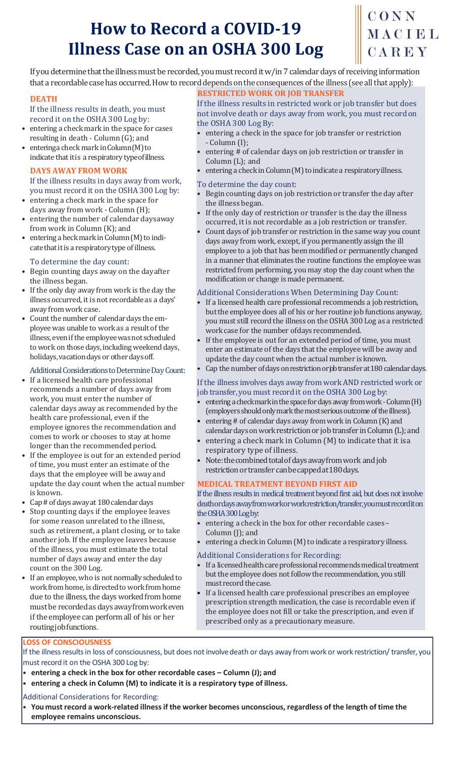# How to Record a COVID-19 Illness Case on an OSHA 300 Log

CONN MACIEL CAREY

If you determine that the illness must be recorded, you must record it w/in 7 calendar days of receiving information that a recordable case has occurred. How to record depends on the consequences of the illness (see all that apply):

## DEATH

If the illness results in death, you must record it on the OSHA 300 Log by:

- entering a check mark in the space for cases resulting in death - Column (G); and
- enteringa check mark in Column (M) to indicate that it is a respiratory type of illness.

## DAYS AWAY FROM WORK

If the illness results in days away from work, you must record it on the OSHA 300 Log by:

- entering a check mark in the space for days away from work - Column (H);
- entering the number of calendar daysaway from work in Column (K); and
- entering a heck mark in Column (M) to indicate that it is a respiratory type of illness.

### To determine the day count:

- Begin counting days away on the dayafter the illness began.
- If the only day away from work is the day the illness occurred, it is not recordableas a days' away from work case.
- Count the number of calendar days the employee was unable to work as a result of the illness, even if the employee was not scheduled to work on those days, including weekend days, holidays, vacation days or other days off.

### Additional Considerations to Determine Day Count:

- If a licensed health care professional recommends a number of days away from work, you must enter the number of calendar days away as recommended by the health care professional, even if the employee ignores the recommendation and comes to work or chooses to stay at home longer than the recommended period.
- If the employee is out for an extended period of time, you must enter an estimate of the days that the employee will be away and update the day count when the actual number is known.
- Cap # of days away at 180 calendar days
- Stop counting days if the employee leaves for some reason unrelated to the illness, such as retirement, a plant closing, or to take another job. If the employee leaves because of the illness, you must estimate the total number of days away and enter the day count on the 300 Log.
- If an employee, who is not normally scheduled to work from home, is directed to work from home due to the illness, the days worked from home must be recorded as days away from work even if the employee can perform all of his or her routing job functions.

## RESTRICTED WORK OR JOB TRANSFER

If the illness results in restricted work or job transfer but does not involve death or days away from work, you must record on the OSHA 300 Log By:

- entering a check in the space for job transfer or restriction - Column (I);
- entering # of calendar days on job restriction or transfer in Column (L); and
- entering a check in Column (M) to indicate a respiratory illness.

### To determine the day count:

- Begin counting days on job restriction or transfer the day after the illness began.
- If the only day of restriction or transfer is the day the illness occurred, it is not recordable as a job restriction or transfer.
- Count days of job transfer or restriction in the same way you count days away from work, except, if you permanently assign the ill employee to a job that has been modified or permanently changed in a manner that eliminates the routine functions the employee was restricted from performing, you may stop the day count when the modification or change is made permanent.

### Additional Considerations When Determining Day Count:

- If a licensed health care professional recommends a job restriction, but the employee does all of his or her routine job functions anyway, you must still record the illness on the OSHA 300 Log as a restricted work case for the number ofdays recommended.
- If the employee is out for an extended period of time, you must enter an estimate of the days that the employee will be away and update the day count when the actual number is known.
- Cap the number of days on restriction or job transfer at 180 calendar days.

### If the illness involves days away from work AND restricted work or job transfer, you must record it on the OSHA 300 Log by:

- entering a check mark in the space for days away from work - Column (H) (employers should only mark the most serious outcome of the illness).
- entering # of calendar days away from work in Column (K) and calendar days on work restriction or job transfer in Column (L); and
- entering a check mark in Column (M) to indicate that it is a respiratory type of illness.
- Note: the combined total of days away from work and job restriction or transfer can be capped at 180 days.

## MEDICAL TREATMENT BEYOND FIRST AID

If the illness results in medical treatment beyond first aid, but does not involve death or days away from work or work restriction/transfer, you must record it on the OSHA 300 Log by:

- entering a check in the box for other recordable cases – Column (J); and
- entering a check in Column (M) to indicate a respiratory illness.

### Additional Considerations for Recording:

- If a licensed health care professional recommends medical treatment but the employee does not follow the recommendation, you still must record the case.
- If a licensed health care professional prescribes an employee prescription strength medication, the case is recordable even if the employee does not fill or take the prescription, and even if prescribed only as a precautionary measure.

## LOSS OF CONSCIOUSNESS

If the illness results in loss of consciousness, but does not involve death or days away from work or work restriction/ transfer, you must record it on the OSHA 300 Log by:

- **entering a check in the box for other recordable cases – Column (J); and**
- **entering a check in Column (M) to indicate it is a respiratory type of illness.**

### Additional Considerations for Recording:

- **You must record a work-related illness if the worker becomes unconscious, regardless of the length of time the employee remains unconscious.**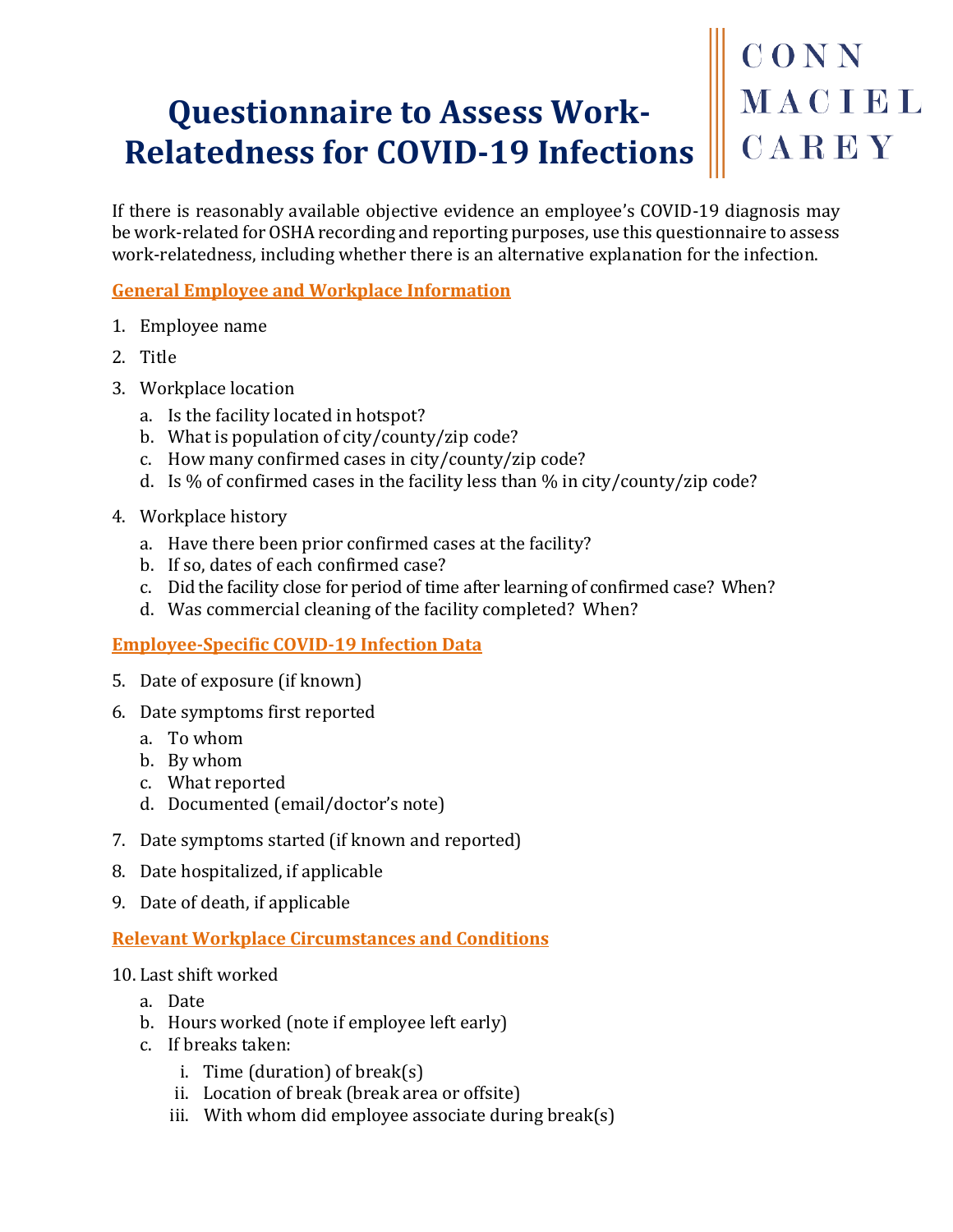# Questionnaire to Assess Work-Relatedness for COVID-19 Infections

CONN MACIEL CAREY

If there is reasonably available objective evidence an employee's COVID-19 diagnosis may be work-related for OSHA recording and reporting purposes, use this questionnaire to assess work-relatedness, including whether there is an alternative explanation for the infection.

## General Employee and Workplace Information

1. Employee name
2. Title
3. Workplace location
   a. Is the facility located in hotspot?
   b. What is population of city/county/zip code?
   c. How many confirmed cases in city/county/zip code?
   d. Is % of confirmed cases in the facility less than % in city/county/zip code?
4. Workplace history
   a. Have there been prior confirmed cases at the facility?
   b. If so, dates of each confirmed case?
   c. Did the facility close for period of time after learning of confirmed case? When?
   d. Was commercial cleaning of the facility completed? When?

## Employee-Specific COVID-19 Infection Data

5. Date of exposure (if known)
6. Date symptoms first reported
   a. To whom
   b. By whom
   c. What reported
   d. Documented (email/doctor's note)
7. Date symptoms started (if known and reported)
8. Date hospitalized, if applicable
9. Date of death, if applicable

## Relevant Workplace Circumstances and Conditions

10. Last shift worked
    a. Date
    b. Hours worked (note if employee left early)
    c. If breaks taken:
       i. Time (duration) of break(s)
       ii. Location of break (break area or offsite)
       iii. With whom did employee associate during break(s)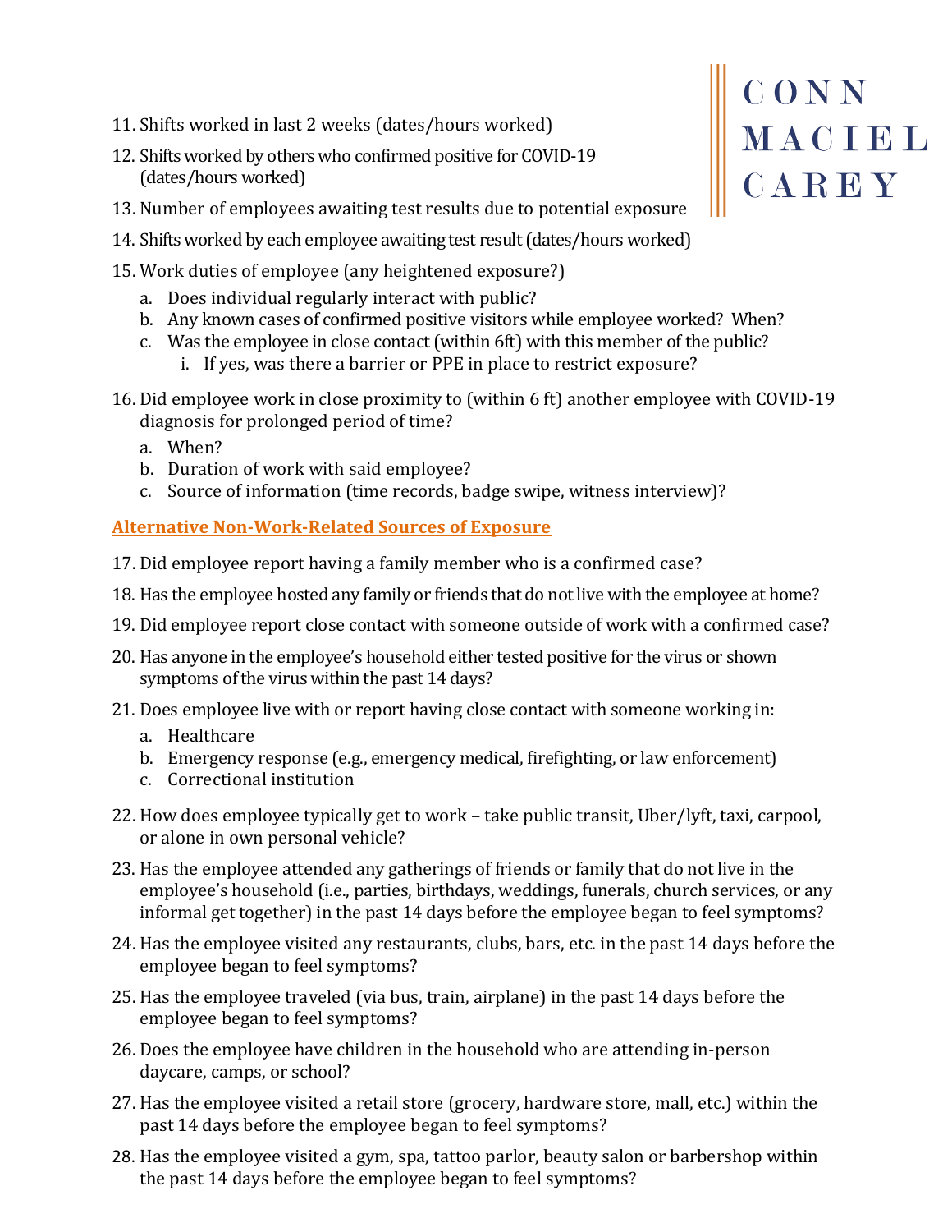11. Shifts worked in last 2 weeks (dates/hours worked)
12. Shifts worked by others who confirmed positive for COVID-19 (dates/hours worked)
13. Number of employees awaiting test results due to potential exposure
14. Shifts worked by each employee awaiting test result (dates/hours worked)
15. Work duties of employee (any heightened exposure?)
    a. Does individual regularly interact with public?
    b. Any known cases of confirmed positive visitors while employee worked? When?
    c. Was the employee in close contact (within 6ft) with this member of the public?
        i. If yes, was there a barrier or PPE in place to restrict exposure?
16. Did employee work in close proximity to (within 6 ft) another employee with COVID-19 diagnosis for prolonged period of time?
    a. When?
    b. Duration of work with said employee?
    c. Source of information (time records, badge swipe, witness interview)?

## Alternative Non-Work-Related Sources of Exposure

17. Did employee report having a family member who is a confirmed case?
18. Has the employee hosted any family or friends that do not live with the employee at home?
19. Did employee report close contact with someone outside of work with a confirmed case?
20. Has anyone in the employee's household either tested positive for the virus or shown symptoms of the virus within the past 14 days?
21. Does employee live with or report having close contact with someone working in:
    a. Healthcare
    b. Emergency response (e.g., emergency medical, firefighting, or law enforcement)
    c. Correctional institution
22. How does employee typically get to work – take public transit, Uber/lyft, taxi, carpool, or alone in own personal vehicle?
23. Has the employee attended any gatherings of friends or family that do not live in the employee's household (i.e., parties, birthdays, weddings, funerals, church services, or any informal get together) in the past 14 days before the employee began to feel symptoms?
24. Has the employee visited any restaurants, clubs, bars, etc. in the past 14 days before the employee began to feel symptoms?
25. Has the employee traveled (via bus, train, airplane) in the past 14 days before the employee began to feel symptoms?
26. Does the employee have children in the household who are attending in-person daycare, camps, or school?
27. Has the employee visited a retail store (grocery, hardware store, mall, etc.) within the past 14 days before the employee began to feel symptoms?
28. Has the employee visited a gym, spa, tattoo parlor, beauty salon or barbershop within the past 14 days before the employee began to feel symptoms?